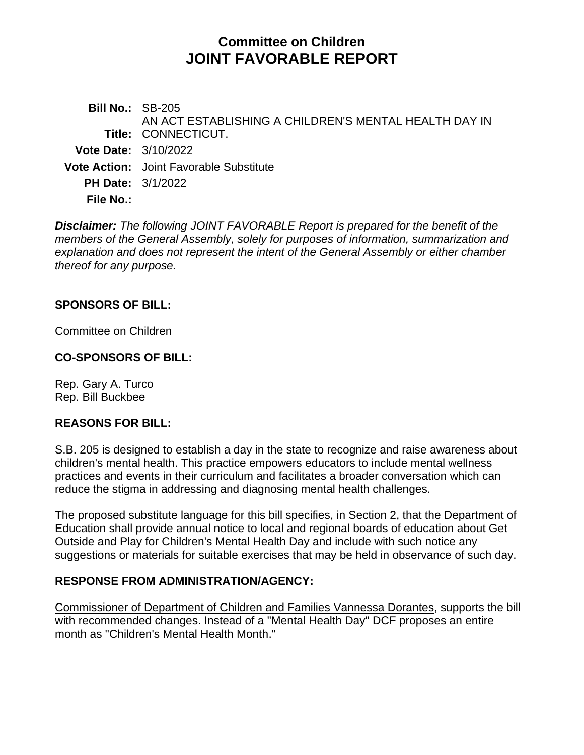# Committee on Children
# JOINT FAVORABLE REPORT

| | |
|---|---|
| **Bill No.:** | SB-205 |
| **Title:** | AN ACT ESTABLISHING A CHILDREN'S MENTAL HEALTH DAY IN CONNECTICUT. |
| **Vote Date:** | 3/10/2022 |
| **Vote Action:** | Joint Favorable Substitute |
| **PH Date:** | 3/1/2022 |
| **File No.:** | |

***Disclaimer:*** *The following JOINT FAVORABLE Report is prepared for the benefit of the members of the General Assembly, solely for purposes of information, summarization and explanation and does not represent the intent of the General Assembly or either chamber thereof for any purpose.*

## SPONSORS OF BILL:

Committee on Children

## CO-SPONSORS OF BILL:

Rep. Gary A. Turco
Rep. Bill Buckbee

## REASONS FOR BILL:

S.B. 205 is designed to establish a day in the state to recognize and raise awareness about children's mental health. This practice empowers educators to include mental wellness practices and events in their curriculum and facilitates a broader conversation which can reduce the stigma in addressing and diagnosing mental health challenges.

The proposed substitute language for this bill specifies, in Section 2, that the Department of Education shall provide annual notice to local and regional boards of education about Get Outside and Play for Children's Mental Health Day and include with such notice any suggestions or materials for suitable exercises that may be held in observance of such day.

## RESPONSE FROM ADMINISTRATION/AGENCY:

Commissioner of Department of Children and Families Vannessa Dorantes, supports the bill with recommended changes. Instead of a "Mental Health Day" DCF proposes an entire month as "Children's Mental Health Month."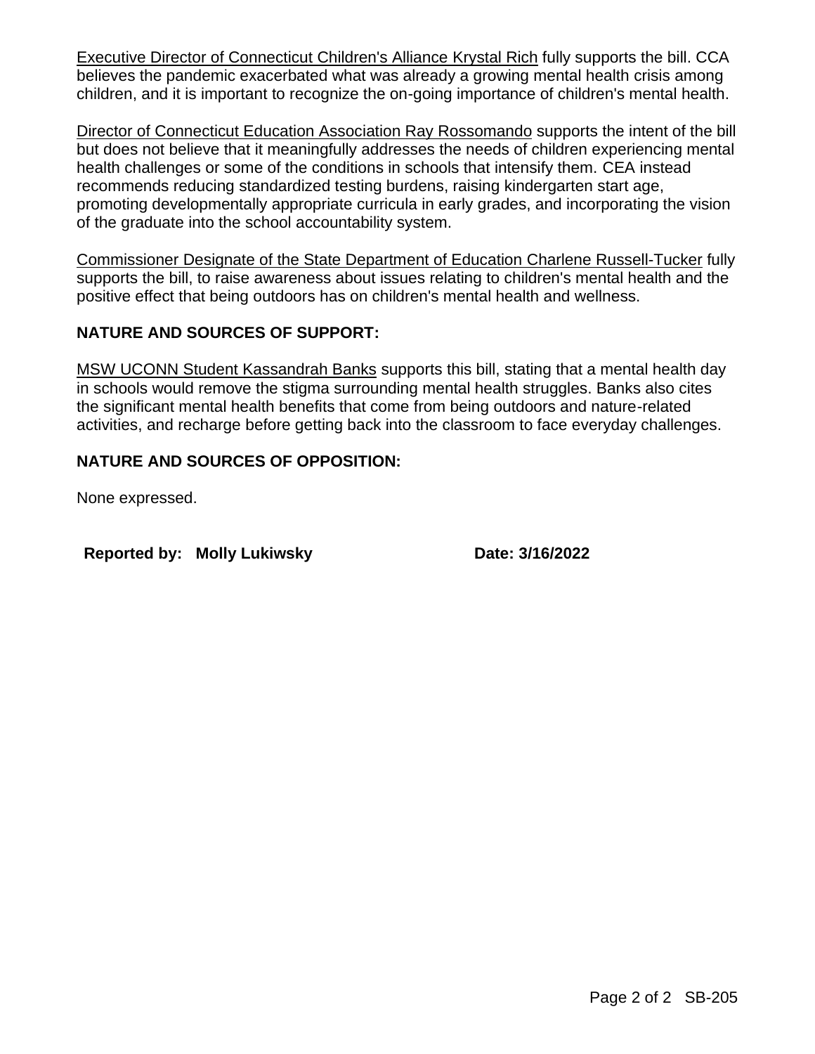<u>Executive Director of Connecticut Children's Alliance Krystal Rich</u> fully supports the bill. CCA believes the pandemic exacerbated what was already a growing mental health crisis among children, and it is important to recognize the on-going importance of children's mental health.

<u>Director of Connecticut Education Association Ray Rossomando</u> supports the intent of the bill but does not believe that it meaningfully addresses the needs of children experiencing mental health challenges or some of the conditions in schools that intensify them. CEA instead recommends reducing standardized testing burdens, raising kindergarten start age, promoting developmentally appropriate curricula in early grades, and incorporating the vision of the graduate into the school accountability system.

<u>Commissioner Designate of the State Department of Education Charlene Russell-Tucker</u> fully supports the bill, to raise awareness about issues relating to children's mental health and the positive effect that being outdoors has on children's mental health and wellness.

**NATURE AND SOURCES OF SUPPORT:**

<u>MSW UCONN Student Kassandrah Banks</u> supports this bill, stating that a mental health day in schools would remove the stigma surrounding mental health struggles. Banks also cites the significant mental health benefits that come from being outdoors and nature-related activities, and recharge before getting back into the classroom to face everyday challenges.

**NATURE AND SOURCES OF OPPOSITION:**

None expressed.

**Reported by: Molly Lukiwsky** **Date: 3/16/2022**